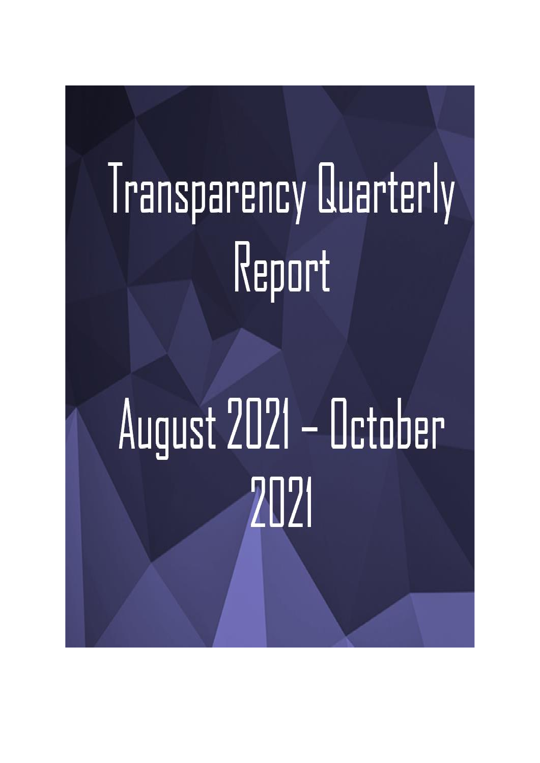# Transparency Quarterly Report

## August 2021 – October 2021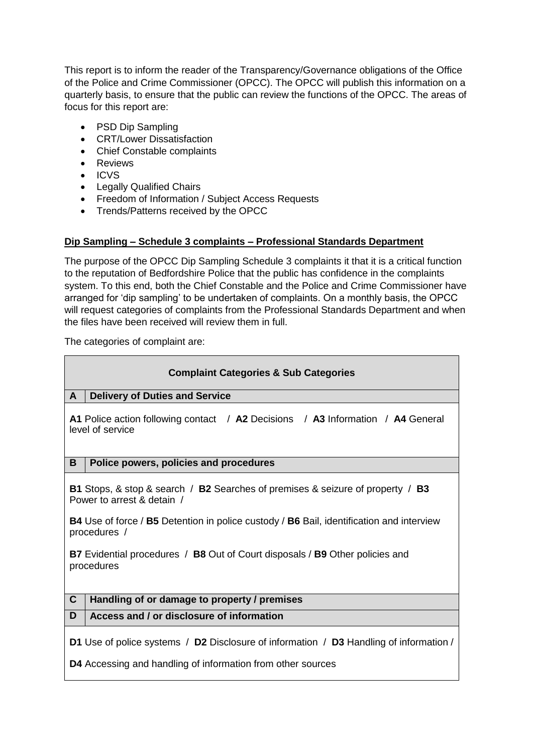This report is to inform the reader of the Transparency/Governance obligations of the Office of the Police and Crime Commissioner (OPCC). The OPCC will publish this information on a quarterly basis, to ensure that the public can review the functions of the OPCC. The areas of focus for this report are:

- PSD Dip Sampling
- CRT/Lower Dissatisfaction
- Chief Constable complaints
- Reviews
- ICVS
- Legally Qualified Chairs
- Freedom of Information / Subject Access Requests
- Trends/Patterns received by the OPCC

**Dip Sampling – Schedule 3 complaints – Professional Standards Department**

The purpose of the OPCC Dip Sampling Schedule 3 complaints it that it is a critical function to the reputation of Bedfordshire Police that the public has confidence in the complaints system. To this end, both the Chief Constable and the Police and Crime Commissioner have arranged for 'dip sampling' to be undertaken of complaints. On a monthly basis, the OPCC will request categories of complaints from the Professional Standards Department and when the files have been received will review them in full.

The categories of complaint are:

| **Complaint Categories & Sub Categories** | |
|---|---|
| **A** | **Delivery of Duties and Service** |
| **A1** Police action following contact / **A2** Decisions / **A3** Information / **A4** General level of service | |
| **B** | **Police powers, policies and procedures** |
| **B1** Stops, & stop & search / **B2** Searches of premises & seizure of property / **B3** Power to arrest & detain / **B4** Use of force / **B5** Detention in police custody / **B6** Bail, identification and interview procedures / **B7** Evidential procedures / **B8** Out of Court disposals / **B9** Other policies and procedures | |
| **C** | **Handling of or damage to property / premises** |
| **D** | **Access and / or disclosure of information** |
| **D1** Use of police systems / **D2** Disclosure of information / **D3** Handling of information / **D4** Accessing and handling of information from other sources | |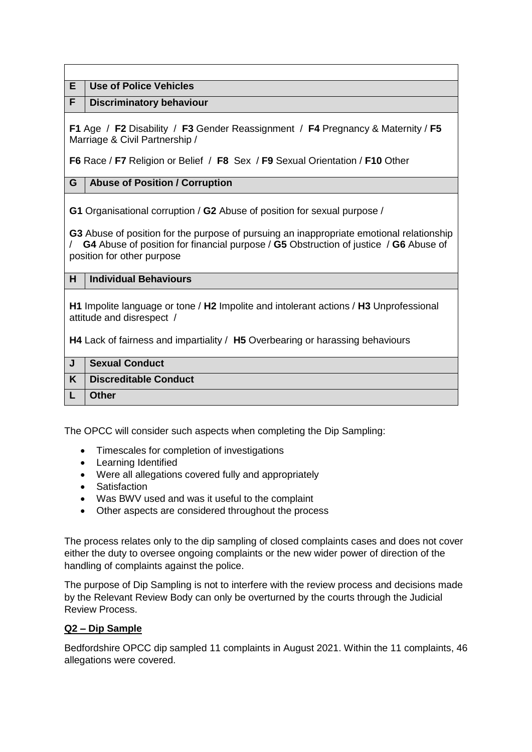| | |
|---|---|
| | |
| **E** | **Use of Police Vehicles** |
| **F** | **Discriminatory behaviour** |
| **F1** Age / **F2** Disability / **F3** Gender Reassignment / **F4** Pregnancy & Maternity / **F5** Marriage & Civil Partnership / <br><br> **F6** Race / **F7** Religion or Belief / **F8** Sex / **F9** Sexual Orientation / **F10** Other | |
| **G** | **Abuse of Position / Corruption** |
| **G1** Organisational corruption / **G2** Abuse of position for sexual purpose / <br><br> **G3** Abuse of position for the purpose of pursuing an inappropriate emotional relationship / **G4** Abuse of position for financial purpose / **G5** Obstruction of justice / **G6** Abuse of position for other purpose | |
| **H** | **Individual Behaviours** |
| **H1** Impolite language or tone / **H2** Impolite and intolerant actions / **H3** Unprofessional attitude and disrespect / <br><br> **H4** Lack of fairness and impartiality / **H5** Overbearing or harassing behaviours | |
| **J** | **Sexual Conduct** |
| **K** | **Discreditable Conduct** |
| **L** | **Other** |

The OPCC will consider such aspects when completing the Dip Sampling:

- Timescales for completion of investigations
- Learning Identified
- Were all allegations covered fully and appropriately
- Satisfaction
- Was BWV used and was it useful to the complaint
- Other aspects are considered throughout the process

The process relates only to the dip sampling of closed complaints cases and does not cover either the duty to oversee ongoing complaints or the new wider power of direction of the handling of complaints against the police.

The purpose of Dip Sampling is not to interfere with the review process and decisions made by the Relevant Review Body can only be overturned by the courts through the Judicial Review Process.

**Q2 – Dip Sample**

Bedfordshire OPCC dip sampled 11 complaints in August 2021. Within the 11 complaints, 46 allegations were covered.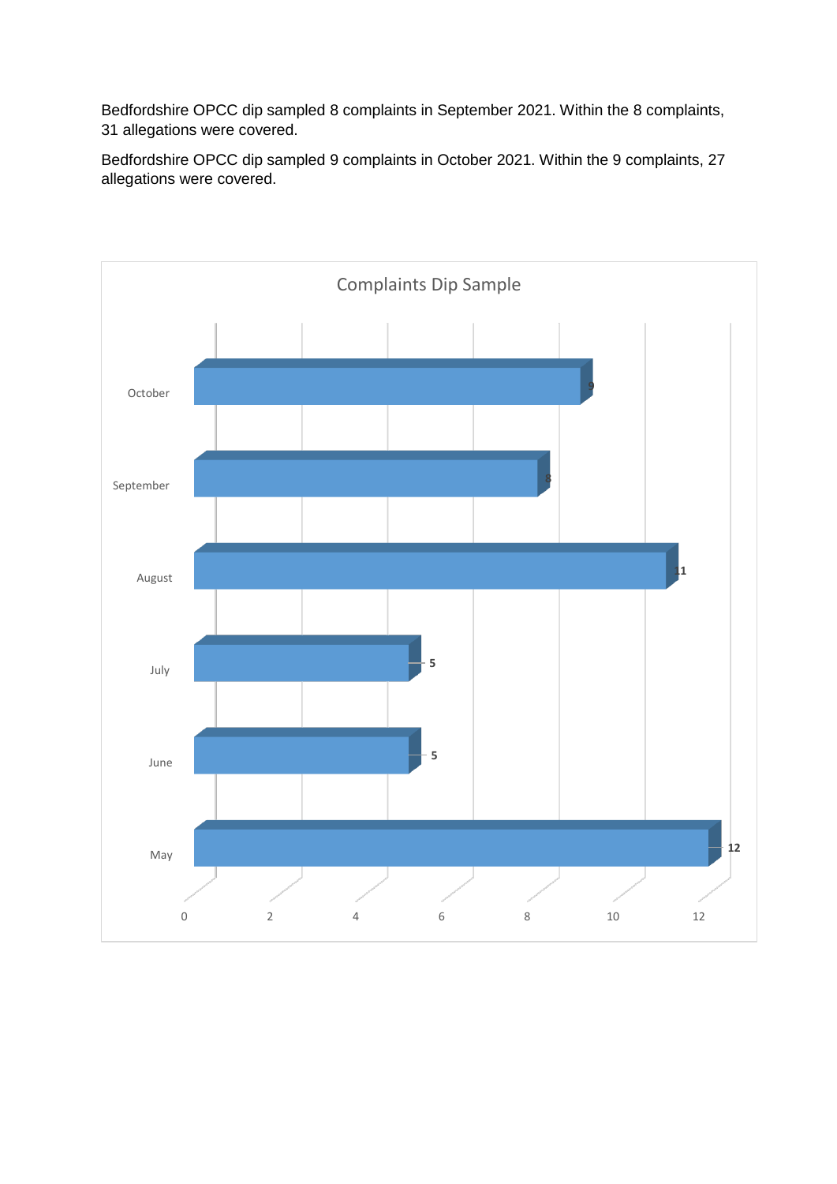Bedfordshire OPCC dip sampled 8 complaints in September 2021. Within the 8 complaints, 31 allegations were covered.

Bedfordshire OPCC dip sampled 9 complaints in October 2021. Within the 9 complaints, 27 allegations were covered.

**Complaints Dip Sample**

| Month | Complaints |
|---|---|
| October | 9 |
| September | 8 |
| August | 11 |
| July | 5 |
| June | 5 |
| May | 12 |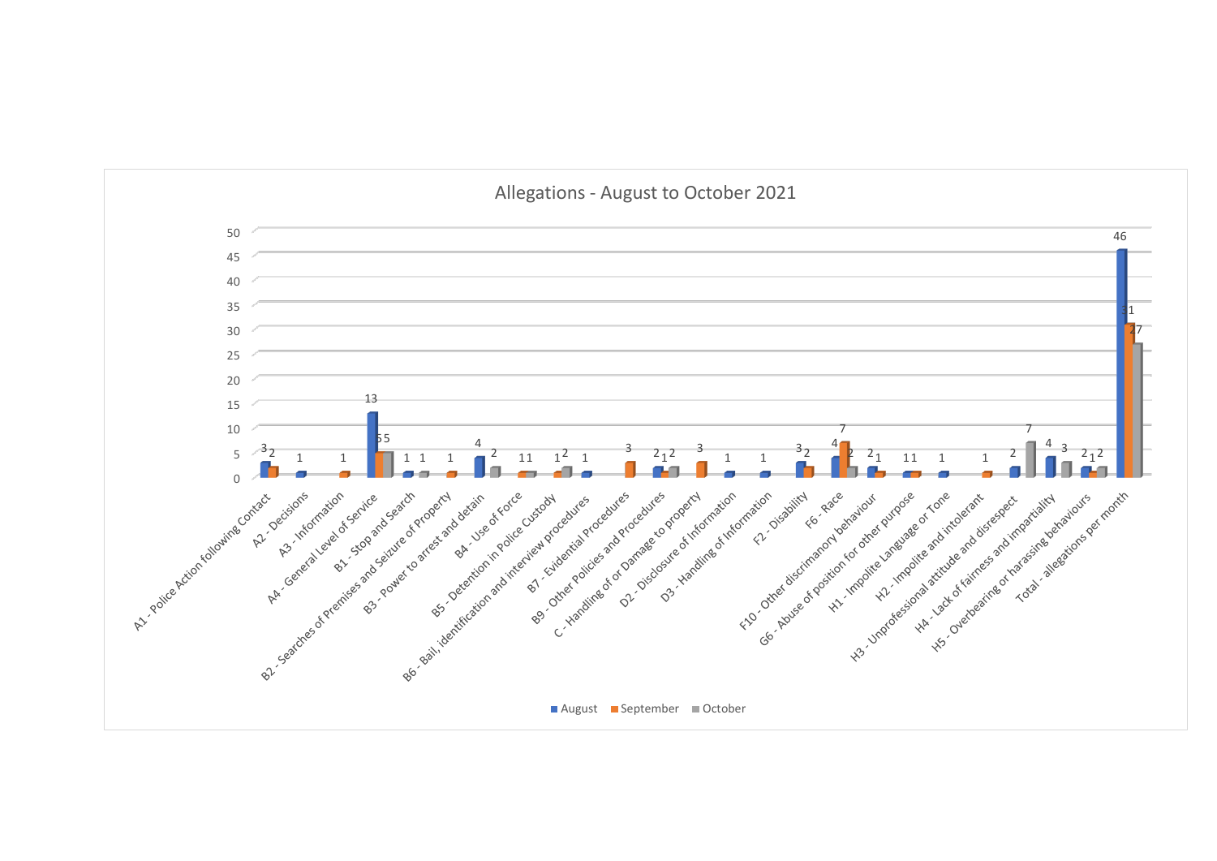## Allegations - August to October 2021

| Allegation | August | September | October |
|---|---|---|---|
| A1 - Police Action following Contact | 3 | 2 | |
| A2 - Decisions | 1 | | |
| A3 - Information | | 1 | |
| A4 - General Level of Service | 13 | 5 | 5 |
| B1 - Stop and Search | 1 | | 1 |
| B2 - Searches of Premises and Seizure of Property | | 1 | |
| B3 - Power to arrest and detain | 4 | | 2 |
| B4 - Use of Force | | 1 | 1 |
| B5 - Detention in Police Custody | | 1 | 2 |
| B6 - Bail, identification and interview procedures | 1 | | |
| B7 - Evidential Procedures | | 3 | |
| B9 - Other Policies and Procedures | 2 | 1 | 2 |
| C - Handling of or Damage to property | | 3 | |
| D2 - Disclosure of Information | 1 | | |
| D3 - Handling of Information | 1 | | |
| F2 - Disability | 3 | 2 | |
| F6 - Race | 4 | 7 | 2 |
| F10 - Other discrimanory behaviour | 2 | 1 | |
| G6 - Abuse of position for other purpose | 1 | 1 | |
| H1 - Impolite Language or Tone | 1 | | |
| H2 - Impolite and intolerant | | 1 | |
| H3 - Unprofessional attitude and disrespect | 2 | | 7 |
| H4 - Lack of fairness and impartiality | 4 | | 3 |
| H5 - Overbearing or harassing behaviours | 2 | 1 | 2 |
| Total - allegations per month | 46 | 31 | 27 |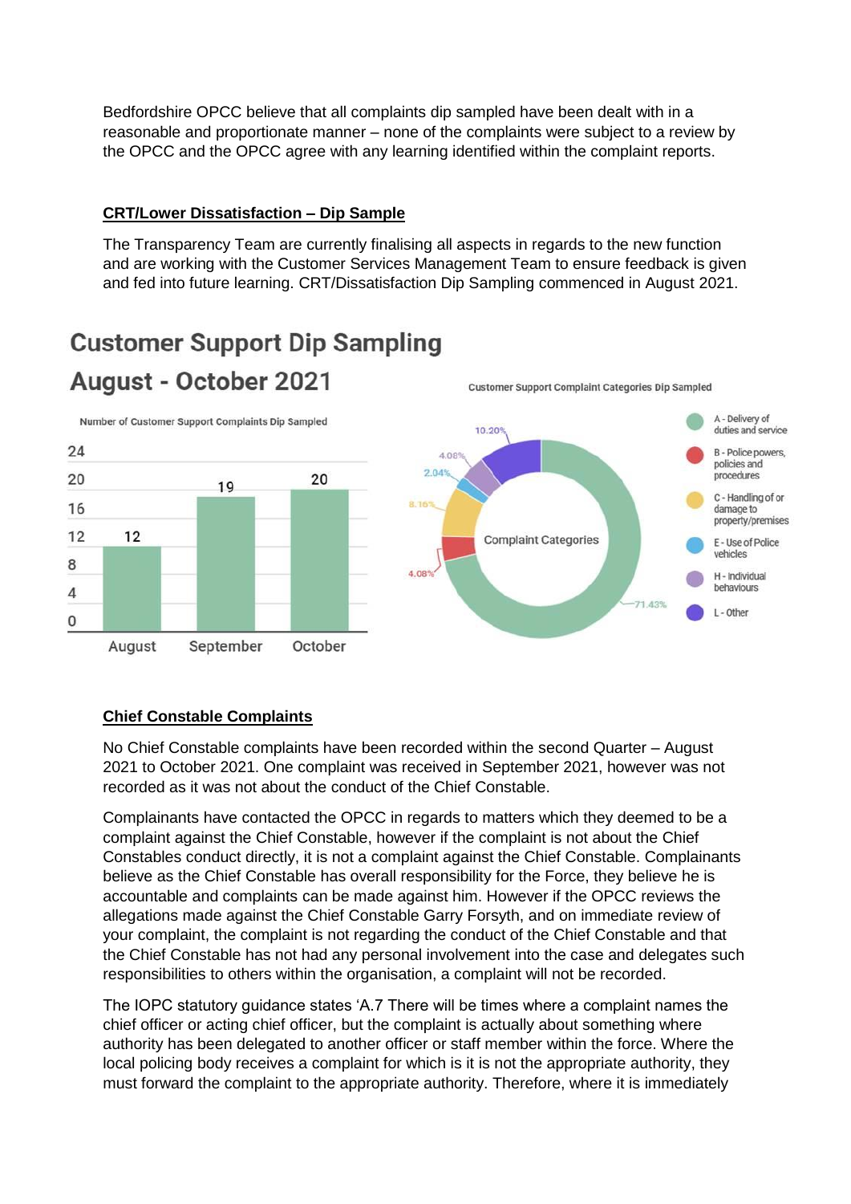Bedfordshire OPCC believe that all complaints dip sampled have been dealt with in a reasonable and proportionate manner – none of the complaints were subject to a review by the OPCC and the OPCC agree with any learning identified within the complaint reports.

**CRT/Lower Dissatisfaction – Dip Sample**

The Transparency Team are currently finalising all aspects in regards to the new function and are working with the Customer Services Management Team to ensure feedback is given and fed into future learning. CRT/Dissatisfaction Dip Sampling commenced in August 2021.

## Customer Support Dip Sampling August - October 2021

Number of Customer Support Complaints Dip Sampled

| Month | Number |
|---|---|
| August | 12 |
| September | 19 |
| October | 20 |

Customer Support Complaint Categories Dip Sampled

| Complaint Category | Percentage |
|---|---|
| A - Delivery of duties and service | 71.43% |
| B - Police powers, policies and procedures | 4.08% |
| C - Handling of or damage to property/premises | 8.16% |
| E - Use of Police vehicles | 2.04% |
| H - Individual behaviours | 4.08% |
| L - Other | 10.20% |

**Chief Constable Complaints**

No Chief Constable complaints have been recorded within the second Quarter – August 2021 to October 2021. One complaint was received in September 2021, however was not recorded as it was not about the conduct of the Chief Constable.

Complainants have contacted the OPCC in regards to matters which they deemed to be a complaint against the Chief Constable, however if the complaint is not about the Chief Constables conduct directly, it is not a complaint against the Chief Constable. Complainants believe as the Chief Constable has overall responsibility for the Force, they believe he is accountable and complaints can be made against him. However if the OPCC reviews the allegations made against the Chief Constable Garry Forsyth, and on immediate review of your complaint, the complaint is not regarding the conduct of the Chief Constable and that the Chief Constable has not had any personal involvement into the case and delegates such responsibilities to others within the organisation, a complaint will not be recorded.

The IOPC statutory guidance states 'A.7 There will be times where a complaint names the chief officer or acting chief officer, but the complaint is actually about something where authority has been delegated to another officer or staff member within the force. Where the local policing body receives a complaint for which is it is not the appropriate authority, they must forward the complaint to the appropriate authority. Therefore, where it is immediately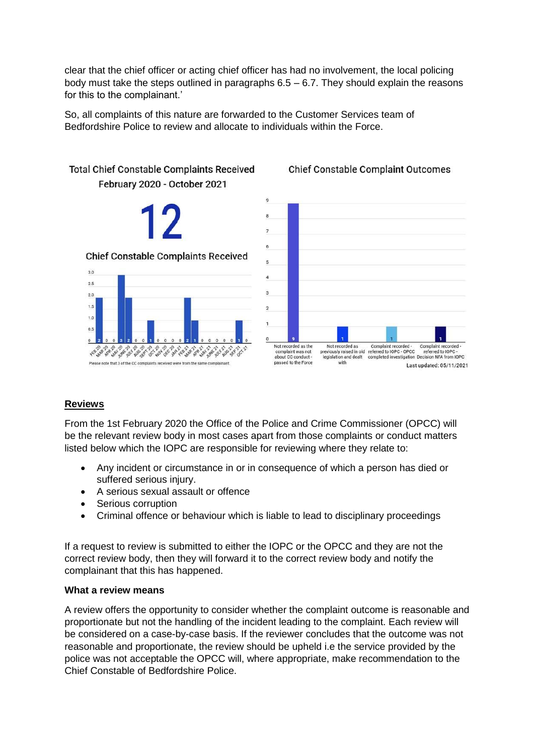clear that the chief officer or acting chief officer has had no involvement, the local policing body must take the steps outlined in paragraphs 6.5 – 6.7. They should explain the reasons for this to the complainant.'

So, all complaints of this nature are forwarded to the Customer Services team of Bedfordshire Police to review and allocate to individuals within the Force.

Total Chief Constable Complaints Received February 2020 - October 2021

12

Chief Constable Complaints Received

| Month | Complaints |
|---|---|
| FEB 20 | 2 |
| MAR 20 | 0 |
| APR 20 | 0 |
| MAY 20 | 3 |
| JUNE 20 | 2 |
| JULY 20 | 0 |
| AUG 20 | 0 |
| SEPT 20 | 1 |
| OCT 20 | 0 |
| NOV 20 | 0 |
| DEC 20 | 0 |
| JAN 21 | 0 |
| FEB 21 | 2 |
| MAR 21 | 1 |
| APR 21 | 0 |
| MAY 21 | 0 |
| JUNE 21 | 0 |
| JULY 21 | 0 |
| AUG 21 | 0 |
| SEP 21 | 1 |
| OCT 21 | 0 |

Please note that 3 of the CC complaints received were from the same complainant.

Chief Constable Complaint Outcomes

| Outcome | Number |
|---|---|
| Not recorded as the complaint was not about CC conduct - passed to the Force | 9 |
| Not recorded as previously raised in old legislation and dealt with | 1 |
| Complaint recorded - referred to IOPC - OPCC completed investigation | 1 |
| Complaint recorded - referred to IOPC - Decision NFA from IOPC | 1 |

Last updated: 05/11/2021

## Reviews

From the 1st February 2020 the Office of the Police and Crime Commissioner (OPCC) will be the relevant review body in most cases apart from those complaints or conduct matters listed below which the IOPC are responsible for reviewing where they relate to:

- Any incident or circumstance in or in consequence of which a person has died or suffered serious injury.
- A serious sexual assault or offence
- Serious corruption
- Criminal offence or behaviour which is liable to lead to disciplinary proceedings

If a request to review is submitted to either the IOPC or the OPCC and they are not the correct review body, then they will forward it to the correct review body and notify the complainant that this has happened.

### What a review means

A review offers the opportunity to consider whether the complaint outcome is reasonable and proportionate but not the handling of the incident leading to the complaint. Each review will be considered on a case-by-case basis. If the reviewer concludes that the outcome was not reasonable and proportionate, the review should be upheld i.e the service provided by the police was not acceptable the OPCC will, where appropriate, make recommendation to the Chief Constable of Bedfordshire Police.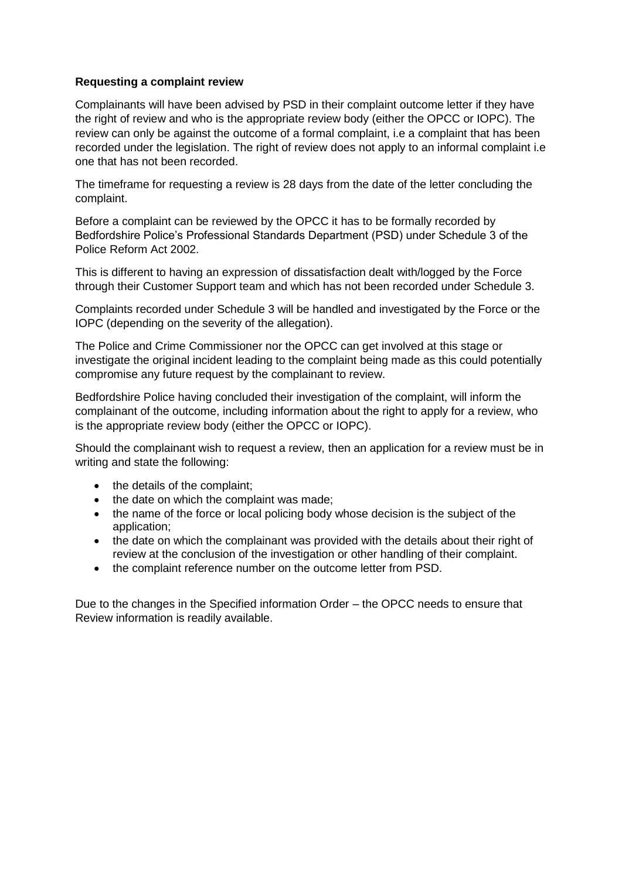**Requesting a complaint review**

Complainants will have been advised by PSD in their complaint outcome letter if they have the right of review and who is the appropriate review body (either the OPCC or IOPC). The review can only be against the outcome of a formal complaint, i.e a complaint that has been recorded under the legislation. The right of review does not apply to an informal complaint i.e one that has not been recorded.

The timeframe for requesting a review is 28 days from the date of the letter concluding the complaint.

Before a complaint can be reviewed by the OPCC it has to be formally recorded by Bedfordshire Police's Professional Standards Department (PSD) under Schedule 3 of the Police Reform Act 2002.

This is different to having an expression of dissatisfaction dealt with/logged by the Force through their Customer Support team and which has not been recorded under Schedule 3.

Complaints recorded under Schedule 3 will be handled and investigated by the Force or the IOPC (depending on the severity of the allegation).

The Police and Crime Commissioner nor the OPCC can get involved at this stage or investigate the original incident leading to the complaint being made as this could potentially compromise any future request by the complainant to review.

Bedfordshire Police having concluded their investigation of the complaint, will inform the complainant of the outcome, including information about the right to apply for a review, who is the appropriate review body (either the OPCC or IOPC).

Should the complainant wish to request a review, then an application for a review must be in writing and state the following:

- the details of the complaint;
- the date on which the complaint was made;
- the name of the force or local policing body whose decision is the subject of the application;
- the date on which the complainant was provided with the details about their right of review at the conclusion of the investigation or other handling of their complaint.
- the complaint reference number on the outcome letter from PSD.

Due to the changes in the Specified information Order – the OPCC needs to ensure that Review information is readily available.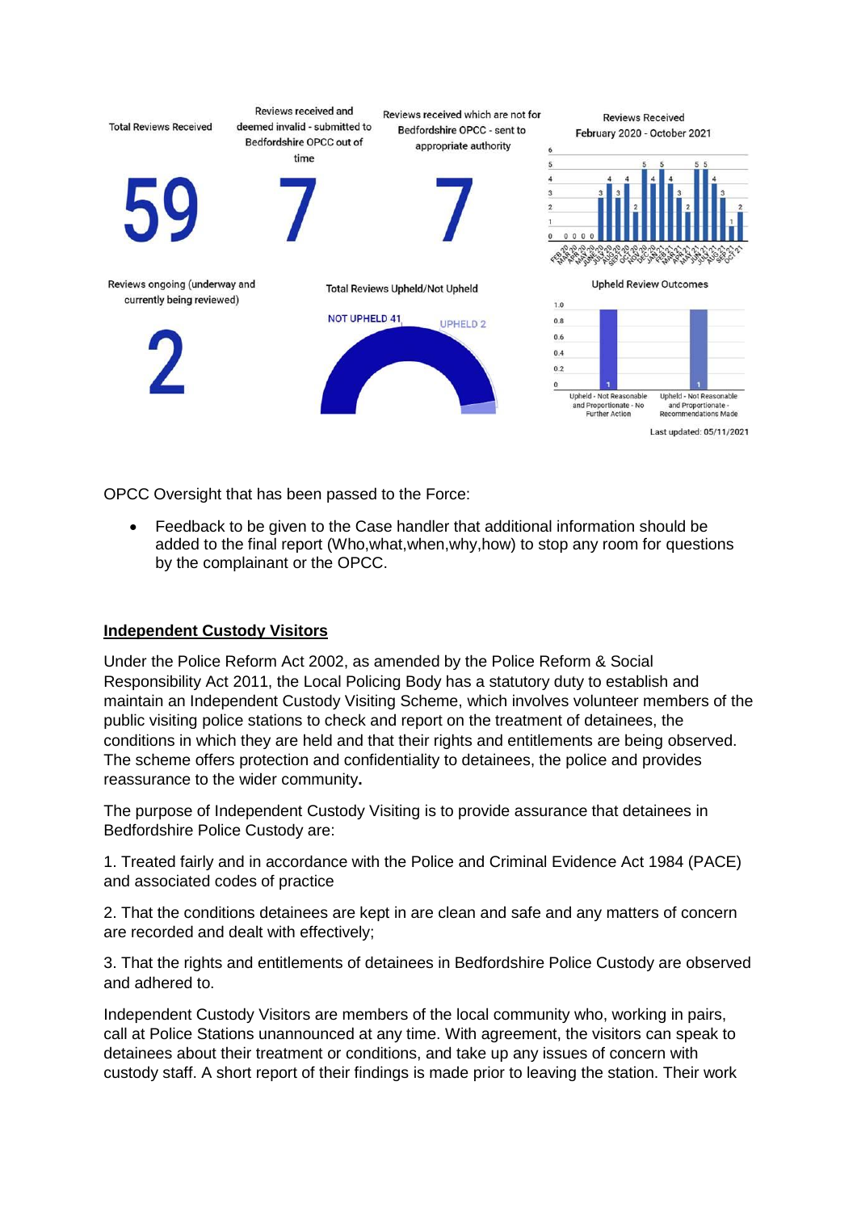| Total Reviews Received | Reviews received and deemed invalid - submitted to Bedfordshire OPCC out of time | Reviews received which are not for Bedfordshire OPCC - sent to appropriate authority |
|---|---|---|
| 59 | 7 | 7 |

Reviews Received February 2020 - October 2021

| FEB 20 | MAR 20 | APR 20 | MAY 20 | JUNE 20 | JULY 20 | AUG 20 | SEPT 20 | OCT 20 | NOV 20 | DEC 20 | JAN 21 | FEB 21 | MAR 21 | APR 21 | MAY 21 | JUN 21 | JULY 21 | AUG 21 | SEP 21 | OCT 21 |
|---|---|---|---|---|---|---|---|---|---|---|---|---|---|---|---|---|---|---|---|---|
| 0 | 0 | 0 | 0 | 3 | 4 | 3 | 4 | 2 | 5 | 4 | 5 | 4 | 3 | 2 | 5 | 5 | 4 | 3 | 1 | 2 |

Reviews ongoing (underway and currently being reviewed): 2

Total Reviews Upheld/Not Upheld: NOT UPHELD 41, UPHELD 2

Upheld Review Outcomes

| Upheld - Not Reasonable and Proportionate - No Further Action | Upheld - Not Reasonable and Proportionate - Recommendations Made |
|---|---|
| 1 | 1 |

Last updated: 05/11/2021

OPCC Oversight that has been passed to the Force:

- Feedback to be given to the Case handler that additional information should be added to the final report (Who,what,when,why,how) to stop any room for questions by the complainant or the OPCC.

## Independent Custody Visitors

Under the Police Reform Act 2002, as amended by the Police Reform & Social Responsibility Act 2011, the Local Policing Body has a statutory duty to establish and maintain an Independent Custody Visiting Scheme, which involves volunteer members of the public visiting police stations to check and report on the treatment of detainees, the conditions in which they are held and that their rights and entitlements are being observed. The scheme offers protection and confidentiality to detainees, the police and provides reassurance to the wider community**.**

The purpose of Independent Custody Visiting is to provide assurance that detainees in Bedfordshire Police Custody are:

1. Treated fairly and in accordance with the Police and Criminal Evidence Act 1984 (PACE) and associated codes of practice

2. That the conditions detainees are kept in are clean and safe and any matters of concern are recorded and dealt with effectively;

3. That the rights and entitlements of detainees in Bedfordshire Police Custody are observed and adhered to.

Independent Custody Visitors are members of the local community who, working in pairs, call at Police Stations unannounced at any time. With agreement, the visitors can speak to detainees about their treatment or conditions, and take up any issues of concern with custody staff. A short report of their findings is made prior to leaving the station. Their work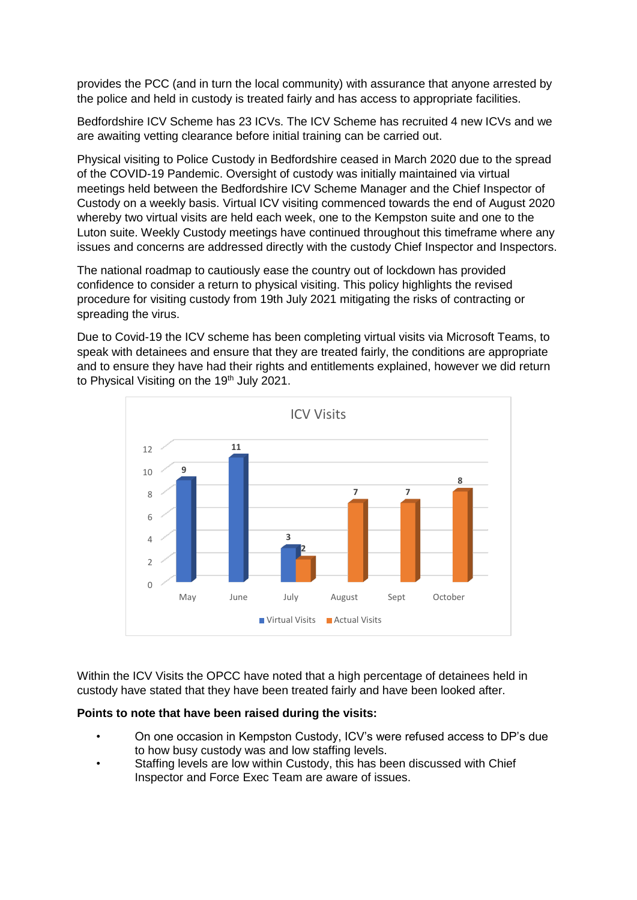provides the PCC (and in turn the local community) with assurance that anyone arrested by the police and held in custody is treated fairly and has access to appropriate facilities.

Bedfordshire ICV Scheme has 23 ICVs. The ICV Scheme has recruited 4 new ICVs and we are awaiting vetting clearance before initial training can be carried out.

Physical visiting to Police Custody in Bedfordshire ceased in March 2020 due to the spread of the COVID-19 Pandemic. Oversight of custody was initially maintained via virtual meetings held between the Bedfordshire ICV Scheme Manager and the Chief Inspector of Custody on a weekly basis. Virtual ICV visiting commenced towards the end of August 2020 whereby two virtual visits are held each week, one to the Kempston suite and one to the Luton suite. Weekly Custody meetings have continued throughout this timeframe where any issues and concerns are addressed directly with the custody Chief Inspector and Inspectors.

The national roadmap to cautiously ease the country out of lockdown has provided confidence to consider a return to physical visiting. This policy highlights the revised procedure for visiting custody from 19th July 2021 mitigating the risks of contracting or spreading the virus.

Due to Covid-19 the ICV scheme has been completing virtual visits via Microsoft Teams, to speak with detainees and ensure that they are treated fairly, the conditions are appropriate and to ensure they have had their rights and entitlements explained, however we did return to Physical Visiting on the 19th July 2021.

**ICV Visits**

| Month | Virtual Visits | Actual Visits |
|---|---|---|
| May | 9 | |
| June | 11 | |
| July | 3 | 2 |
| August | | 7 |
| Sept | | 7 |
| October | | 8 |

Within the ICV Visits the OPCC have noted that a high percentage of detainees held in custody have stated that they have been treated fairly and have been looked after.

**Points to note that have been raised during the visits:**

- On one occasion in Kempston Custody, ICV's were refused access to DP's due to how busy custody was and low staffing levels.
- Staffing levels are low within Custody, this has been discussed with Chief Inspector and Force Exec Team are aware of issues.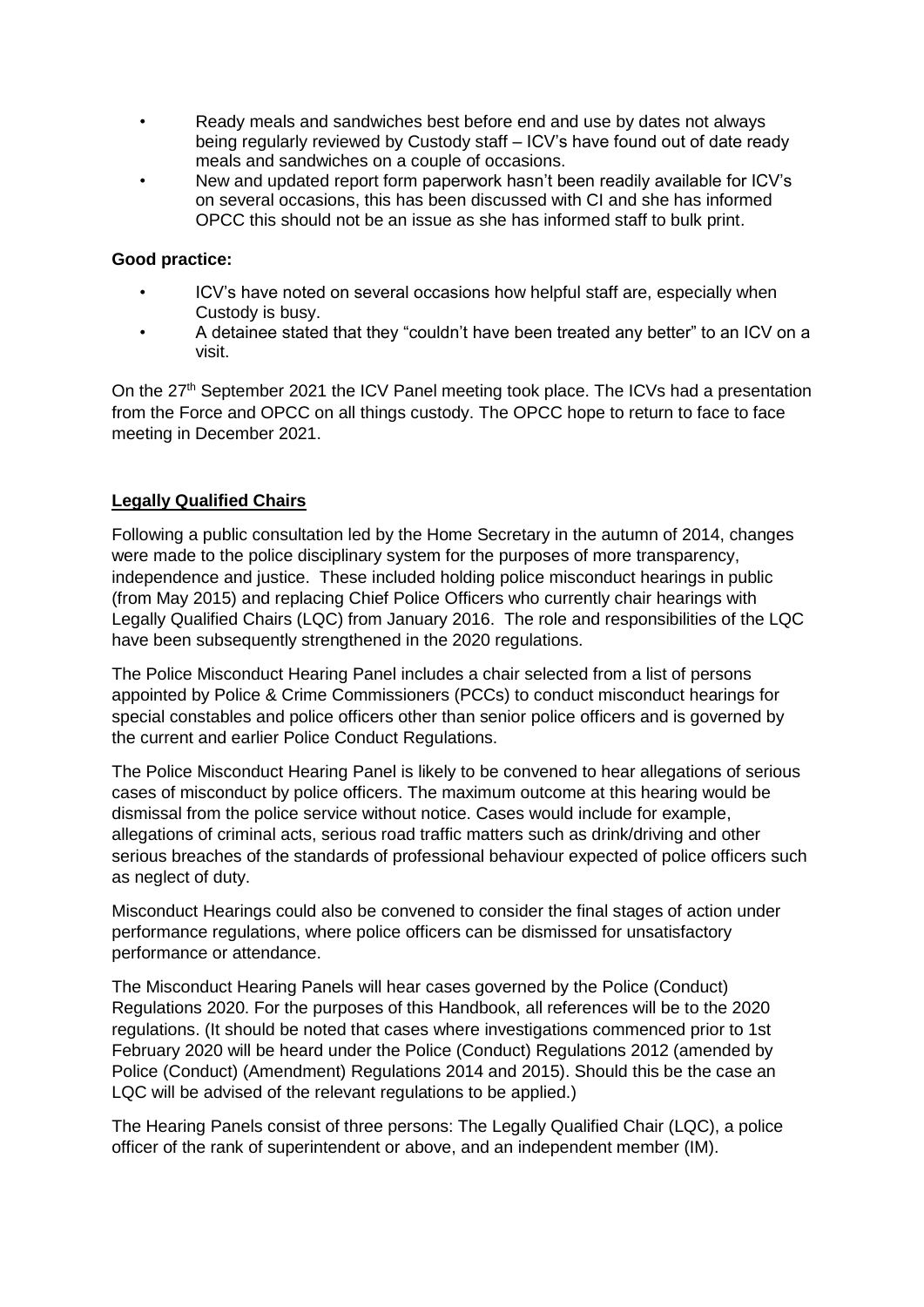- Ready meals and sandwiches best before end and use by dates not always being regularly reviewed by Custody staff – ICV's have found out of date ready meals and sandwiches on a couple of occasions.
- New and updated report form paperwork hasn't been readily available for ICV's on several occasions, this has been discussed with CI and she has informed OPCC this should not be an issue as she has informed staff to bulk print.

**Good practice:**

- ICV's have noted on several occasions how helpful staff are, especially when Custody is busy.
- A detainee stated that they "couldn't have been treated any better" to an ICV on a visit.

On the 27th September 2021 the ICV Panel meeting took place. The ICVs had a presentation from the Force and OPCC on all things custody. The OPCC hope to return to face to face meeting in December 2021.

## Legally Qualified Chairs

Following a public consultation led by the Home Secretary in the autumn of 2014, changes were made to the police disciplinary system for the purposes of more transparency, independence and justice. These included holding police misconduct hearings in public (from May 2015) and replacing Chief Police Officers who currently chair hearings with Legally Qualified Chairs (LQC) from January 2016. The role and responsibilities of the LQC have been subsequently strengthened in the 2020 regulations.

The Police Misconduct Hearing Panel includes a chair selected from a list of persons appointed by Police & Crime Commissioners (PCCs) to conduct misconduct hearings for special constables and police officers other than senior police officers and is governed by the current and earlier Police Conduct Regulations.

The Police Misconduct Hearing Panel is likely to be convened to hear allegations of serious cases of misconduct by police officers. The maximum outcome at this hearing would be dismissal from the police service without notice. Cases would include for example, allegations of criminal acts, serious road traffic matters such as drink/driving and other serious breaches of the standards of professional behaviour expected of police officers such as neglect of duty.

Misconduct Hearings could also be convened to consider the final stages of action under performance regulations, where police officers can be dismissed for unsatisfactory performance or attendance.

The Misconduct Hearing Panels will hear cases governed by the Police (Conduct) Regulations 2020. For the purposes of this Handbook, all references will be to the 2020 regulations. (It should be noted that cases where investigations commenced prior to 1st February 2020 will be heard under the Police (Conduct) Regulations 2012 (amended by Police (Conduct) (Amendment) Regulations 2014 and 2015). Should this be the case an LQC will be advised of the relevant regulations to be applied.)

The Hearing Panels consist of three persons: The Legally Qualified Chair (LQC), a police officer of the rank of superintendent or above, and an independent member (IM).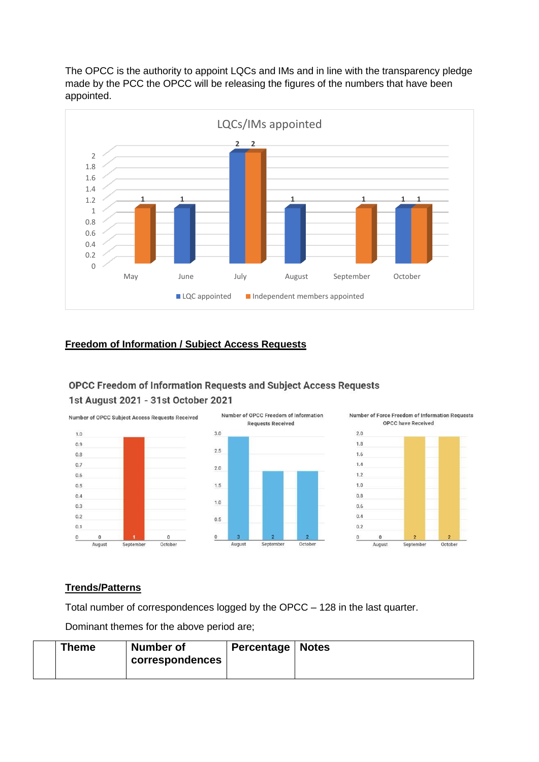The OPCC is the authority to appoint LQCs and IMs and in line with the transparency pledge made by the PCC the OPCC will be releasing the figures of the numbers that have been appointed.

LQCs/IMs appointed

| Month | LQC appointed | Independent members appointed |
|---|---|---|
| May | | 1 |
| June | 1 | |
| July | 2 | 2 |
| August | 1 | |
| September | | 1 |
| October | 1 | 1 |

**Freedom of Information / Subject Access Requests**

OPCC Freedom of Information Requests and Subject Access Requests
1st August 2021 - 31st October 2021

| | August | September | October |
|---|---|---|---|
| Number of OPCC Subject Access Requests Received | 0 | 1 | 0 |
| Number of OPCC Freedom of Information Requests Received | 3 | 2 | 2 |
| Number of Force Freedom of Information Requests OPCC have Received | 0 | 2 | 2 |

**Trends/Patterns**

Total number of correspondences logged by the OPCC – 128 in the last quarter.

Dominant themes for the above period are;

| | Theme | Number of correspondences | Percentage | Notes |
|---|---|---|---|---|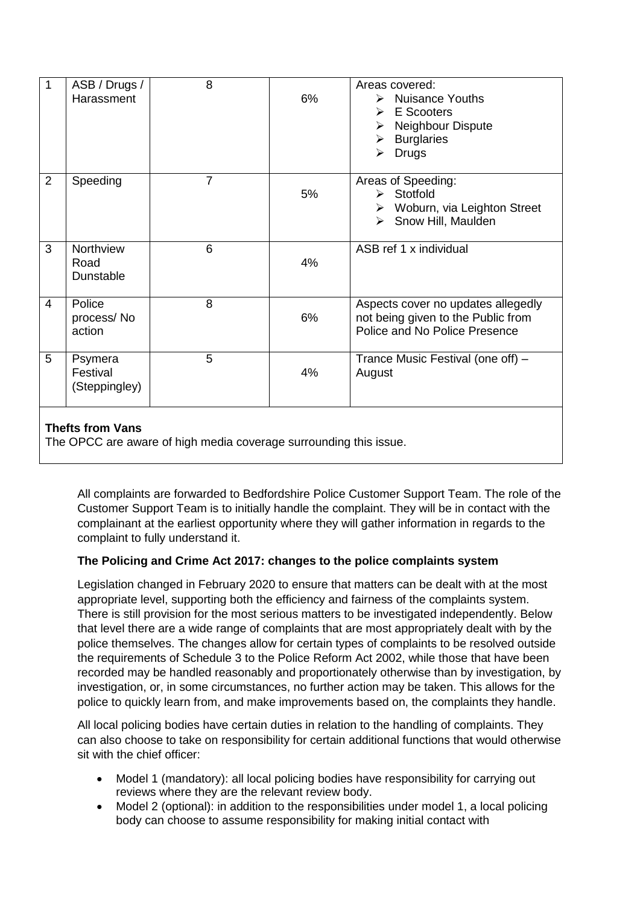| 1 | ASB / Drugs / Harassment | 8 | 6% | Areas covered:<br>➢ Nuisance Youths<br>➢ E Scooters<br>➢ Neighbour Dispute<br>➢ Burglaries<br>➢ Drugs |
|---|---|---|---|---|
| 2 | Speeding | 7 | 5% | Areas of Speeding:<br>➢ Stotfold<br>➢ Woburn, via Leighton Street<br>➢ Snow Hill, Maulden |
| 3 | Northview Road Dunstable | 6 | 4% | ASB ref 1 x individual |
| 4 | Police process/ No action | 8 | 6% | Aspects cover no updates allegedly not being given to the Public from Police and No Police Presence |
| 5 | Psymera Festival (Steppingley) | 5 | 4% | Trance Music Festival (one off) – August |
| **Thefts from Vans**<br>The OPCC are aware of high media coverage surrounding this issue. | | | | |

All complaints are forwarded to Bedfordshire Police Customer Support Team. The role of the Customer Support Team is to initially handle the complaint. They will be in contact with the complainant at the earliest opportunity where they will gather information in regards to the complaint to fully understand it.

**The Policing and Crime Act 2017: changes to the police complaints system**

Legislation changed in February 2020 to ensure that matters can be dealt with at the most appropriate level, supporting both the efficiency and fairness of the complaints system. There is still provision for the most serious matters to be investigated independently. Below that level there are a wide range of complaints that are most appropriately dealt with by the police themselves. The changes allow for certain types of complaints to be resolved outside the requirements of Schedule 3 to the Police Reform Act 2002, while those that have been recorded may be handled reasonably and proportionately otherwise than by investigation, by investigation, or, in some circumstances, no further action may be taken. This allows for the police to quickly learn from, and make improvements based on, the complaints they handle.

All local policing bodies have certain duties in relation to the handling of complaints. They can also choose to take on responsibility for certain additional functions that would otherwise sit with the chief officer:

- Model 1 (mandatory): all local policing bodies have responsibility for carrying out reviews where they are the relevant review body.
- Model 2 (optional): in addition to the responsibilities under model 1, a local policing body can choose to assume responsibility for making initial contact with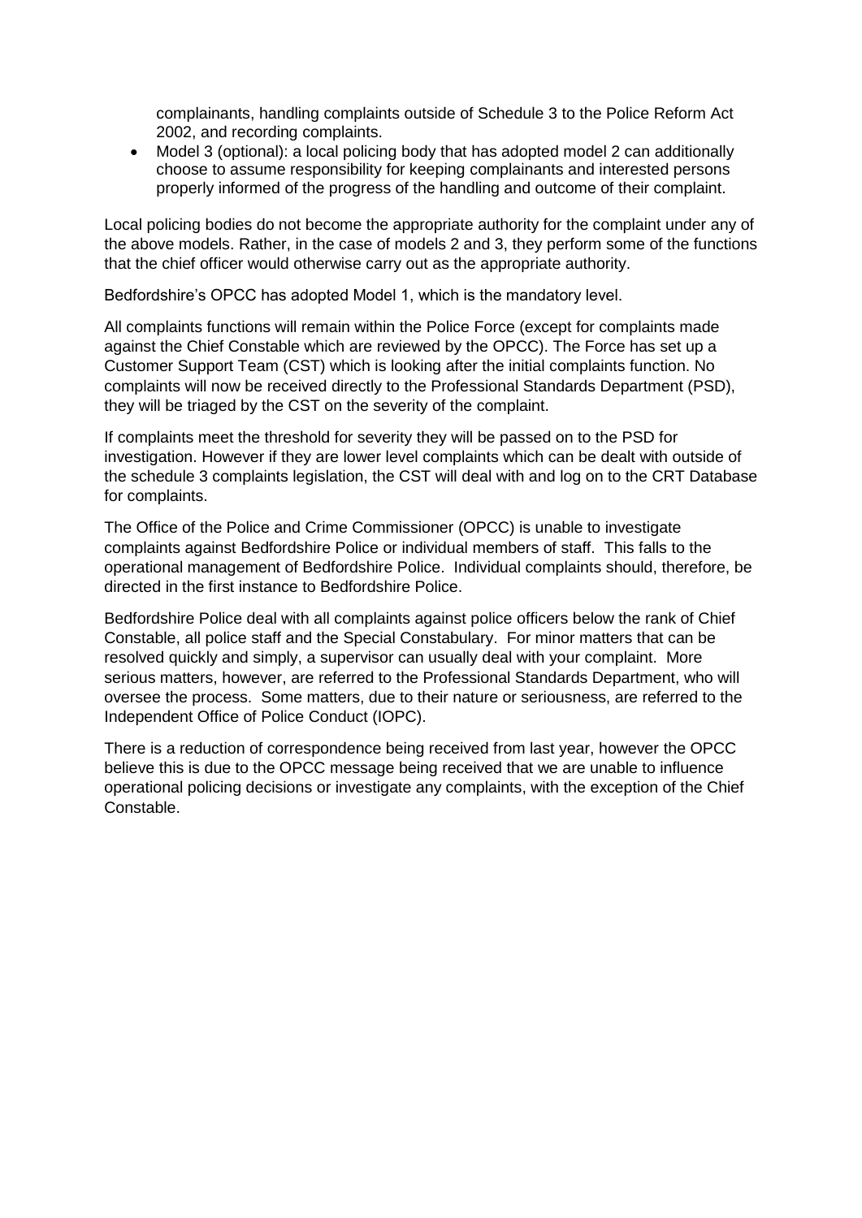complainants, handling complaints outside of Schedule 3 to the Police Reform Act 2002, and recording complaints.

- Model 3 (optional): a local policing body that has adopted model 2 can additionally choose to assume responsibility for keeping complainants and interested persons properly informed of the progress of the handling and outcome of their complaint.

Local policing bodies do not become the appropriate authority for the complaint under any of the above models. Rather, in the case of models 2 and 3, they perform some of the functions that the chief officer would otherwise carry out as the appropriate authority.

Bedfordshire's OPCC has adopted Model 1, which is the mandatory level.

All complaints functions will remain within the Police Force (except for complaints made against the Chief Constable which are reviewed by the OPCC). The Force has set up a Customer Support Team (CST) which is looking after the initial complaints function. No complaints will now be received directly to the Professional Standards Department (PSD), they will be triaged by the CST on the severity of the complaint.

If complaints meet the threshold for severity they will be passed on to the PSD for investigation. However if they are lower level complaints which can be dealt with outside of the schedule 3 complaints legislation, the CST will deal with and log on to the CRT Database for complaints.

The Office of the Police and Crime Commissioner (OPCC) is unable to investigate complaints against Bedfordshire Police or individual members of staff. This falls to the operational management of Bedfordshire Police. Individual complaints should, therefore, be directed in the first instance to Bedfordshire Police.

Bedfordshire Police deal with all complaints against police officers below the rank of Chief Constable, all police staff and the Special Constabulary. For minor matters that can be resolved quickly and simply, a supervisor can usually deal with your complaint. More serious matters, however, are referred to the Professional Standards Department, who will oversee the process. Some matters, due to their nature or seriousness, are referred to the Independent Office of Police Conduct (IOPC).

There is a reduction of correspondence being received from last year, however the OPCC believe this is due to the OPCC message being received that we are unable to influence operational policing decisions or investigate any complaints, with the exception of the Chief Constable.